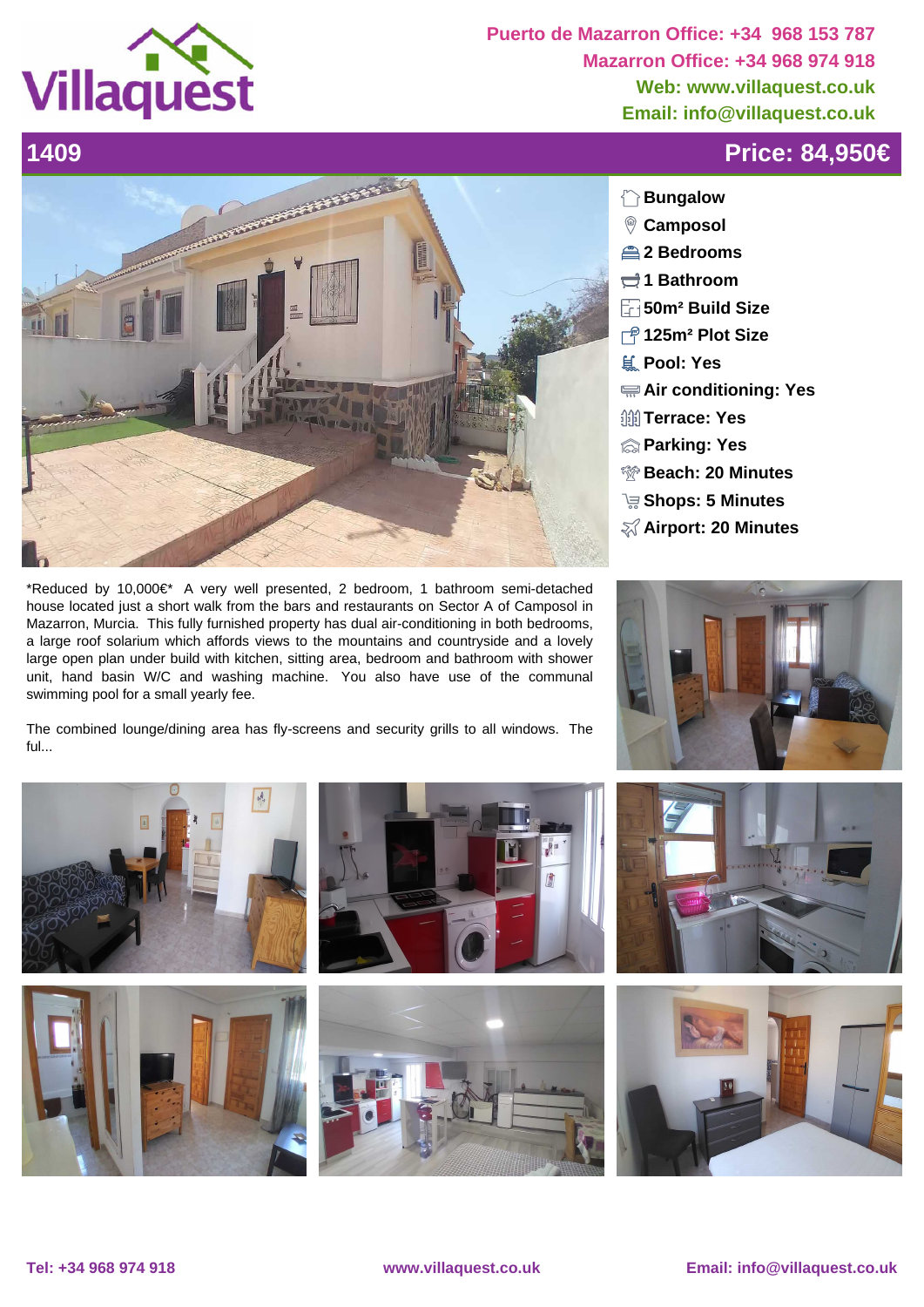Puerto de Mazarron Office: +34 968 153 787
Mazarron Office: +34 968 974 918
Web: www.villaquest.co.uk
Email: info@villaquest.co.uk

## 1409

## Price: 84,950€

- **Bungalow**
- **Camposol**
- **2 Bedrooms**
- **1 Bathroom**
- **50m² Build Size**
- **125m² Plot Size**
- **Pool: Yes**
- **Air conditioning: Yes**
- **Terrace: Yes**
- **Parking: Yes**
- **Beach: 20 Minutes**
- **Shops: 5 Minutes**
- **Airport: 20 Minutes**

*Reduced by 10,000€* A very well presented, 2 bedroom, 1 bathroom semi-detached house located just a short walk from the bars and restaurants on Sector A of Camposol in Mazarron, Murcia. This fully furnished property has dual air-conditioning in both bedrooms, a large roof solarium which affords views to the mountains and countryside and a lovely large open plan under build with kitchen, sitting area, bedroom and bathroom with shower unit, hand basin W/C and washing machine. You also have use of the communal swimming pool for a small yearly fee.

The combined lounge/dining area has fly-screens and security grills to all windows. The ful...

Tel: +34 968 974 918 www.villaquest.co.uk Email: info@villaquest.co.uk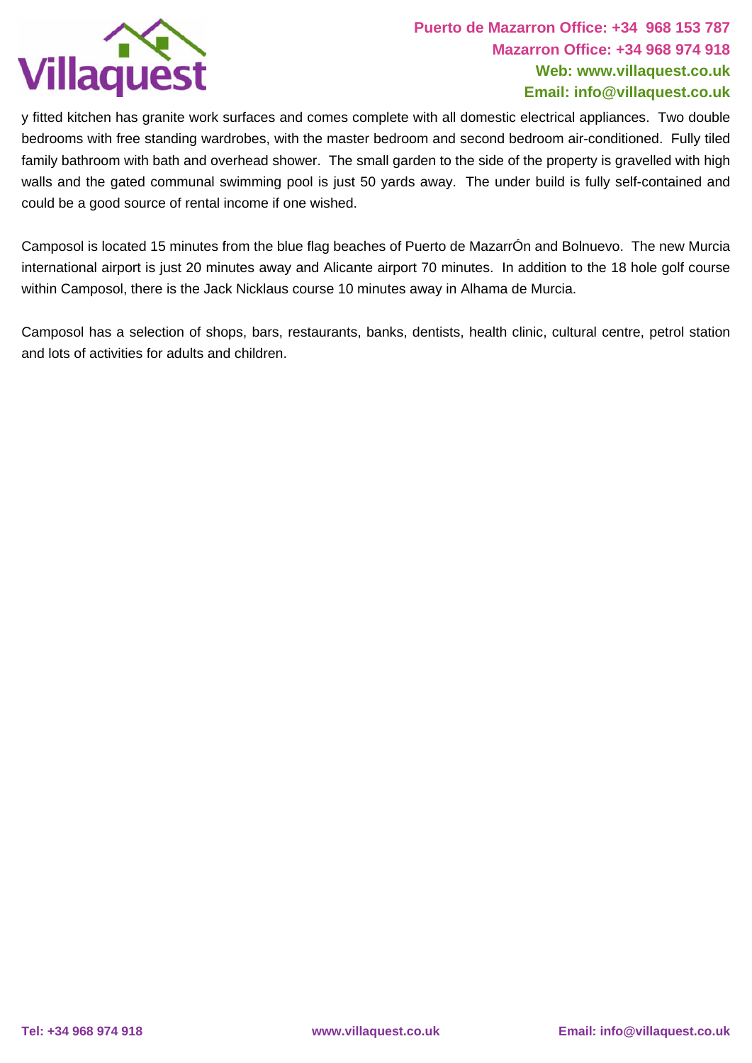y fitted kitchen has granite work surfaces and comes complete with all domestic electrical appliances.  Two double bedrooms with free standing wardrobes, with the master bedroom and second bedroom air-conditioned.  Fully tiled family bathroom with bath and overhead shower.  The small garden to the side of the property is gravelled with high walls and the gated communal swimming pool is just 50 yards away.  The under build is fully self-contained and could be a good source of rental income if one wished.

Camposol is located 15 minutes from the blue flag beaches of Puerto de MazarrÓn and Bolnuevo.  The new Murcia international airport is just 20 minutes away and Alicante airport 70 minutes.  In addition to the 18 hole golf course within Camposol, there is the Jack Nicklaus course 10 minutes away in Alhama de Murcia.

Camposol has a selection of shops, bars, restaurants, banks, dentists, health clinic, cultural centre, petrol station and lots of activities for adults and children.